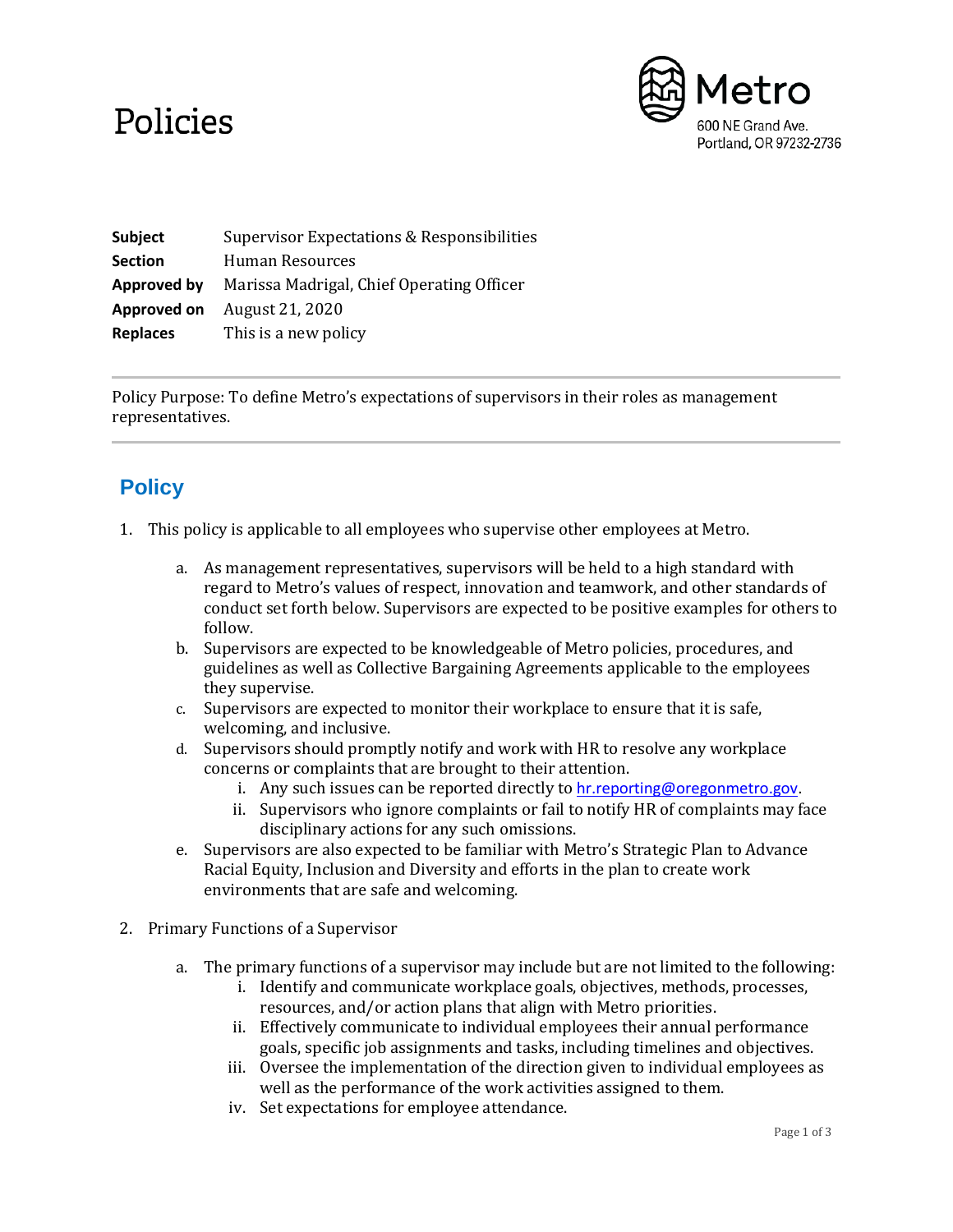# Policies

Metro
600 NE Grand Ave.
Portland, OR 97232-2736

| | |
|---|---|
| **Subject** | Supervisor Expectations & Responsibilities |
| **Section** | Human Resources |
| **Approved by** | Marissa Madrigal, Chief Operating Officer |
| **Approved on** | August 21, 2020 |
| **Replaces** | This is a new policy |

---

Policy Purpose: To define Metro's expectations of supervisors in their roles as management representatives.

---

## Policy

1. This policy is applicable to all employees who supervise other employees at Metro.

   a. As management representatives, supervisors will be held to a high standard with regard to Metro's values of respect, innovation and teamwork, and other standards of conduct set forth below. Supervisors are expected to be positive examples for others to follow.

   b. Supervisors are expected to be knowledgeable of Metro policies, procedures, and guidelines as well as Collective Bargaining Agreements applicable to the employees they supervise.

   c. Supervisors are expected to monitor their workplace to ensure that it is safe, welcoming, and inclusive.

   d. Supervisors should promptly notify and work with HR to resolve any workplace concerns or complaints that are brought to their attention.

      i. Any such issues can be reported directly to hr.reporting@oregonmetro.gov.

      ii. Supervisors who ignore complaints or fail to notify HR of complaints may face disciplinary actions for any such omissions.

   e. Supervisors are also expected to be familiar with Metro's Strategic Plan to Advance Racial Equity, Inclusion and Diversity and efforts in the plan to create work environments that are safe and welcoming.

2. Primary Functions of a Supervisor

   a. The primary functions of a supervisor may include but are not limited to the following:

      i. Identify and communicate workplace goals, objectives, methods, processes, resources, and/or action plans that align with Metro priorities.

      ii. Effectively communicate to individual employees their annual performance goals, specific job assignments and tasks, including timelines and objectives.

      iii. Oversee the implementation of the direction given to individual employees as well as the performance of the work activities assigned to them.

      iv. Set expectations for employee attendance.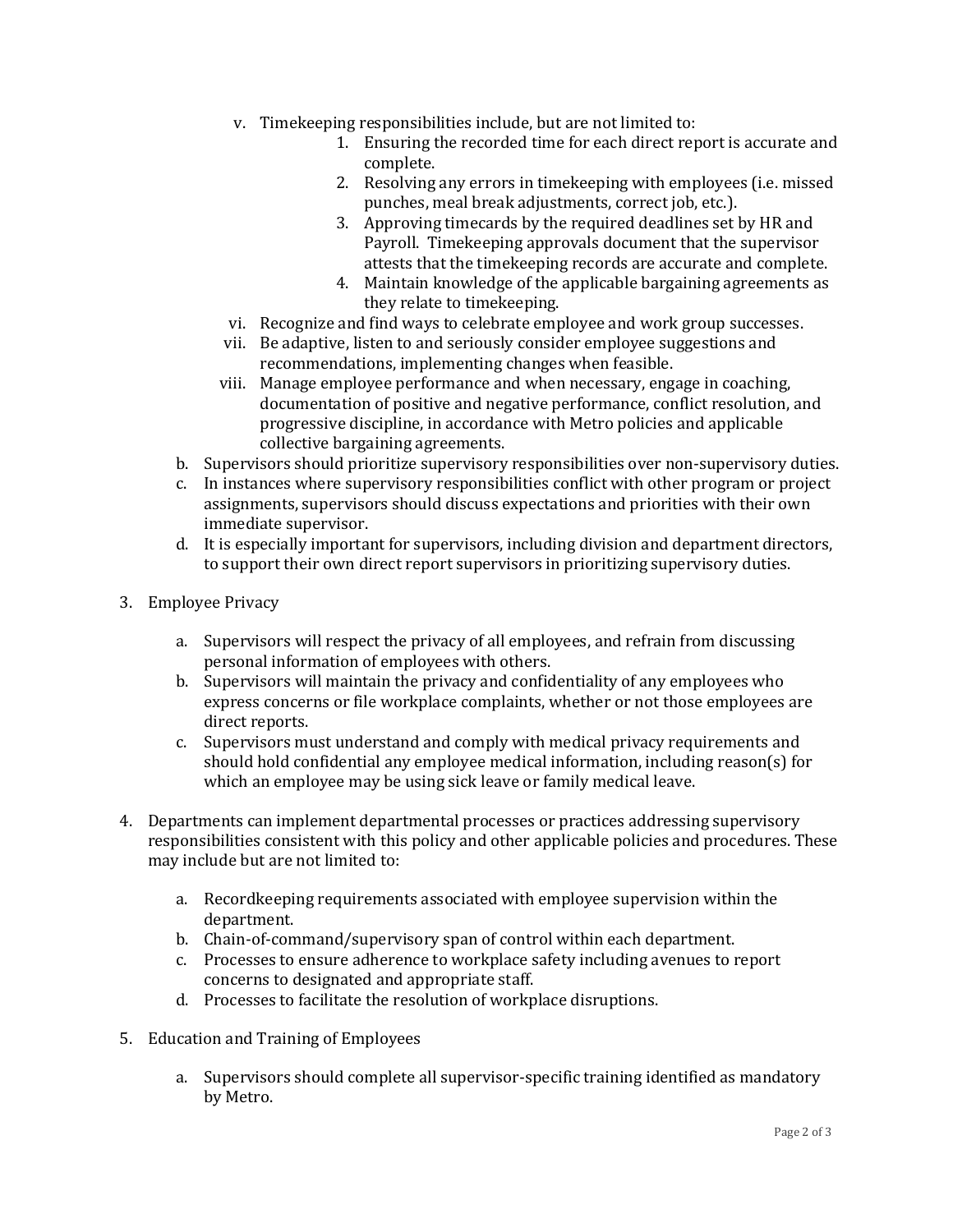v. Timekeeping responsibilities include, but are not limited to:
    1. Ensuring the recorded time for each direct report is accurate and complete.
    2. Resolving any errors in timekeeping with employees (i.e. missed punches, meal break adjustments, correct job, etc.).
    3. Approving timecards by the required deadlines set by HR and Payroll. Timekeeping approvals document that the supervisor attests that the timekeeping records are accurate and complete.
    4. Maintain knowledge of the applicable bargaining agreements as they relate to timekeeping.

vi. Recognize and find ways to celebrate employee and work group successes.

vii. Be adaptive, listen to and seriously consider employee suggestions and recommendations, implementing changes when feasible.

viii. Manage employee performance and when necessary, engage in coaching, documentation of positive and negative performance, conflict resolution, and progressive discipline, in accordance with Metro policies and applicable collective bargaining agreements.

b. Supervisors should prioritize supervisory responsibilities over non-supervisory duties.

c. In instances where supervisory responsibilities conflict with other program or project assignments, supervisors should discuss expectations and priorities with their own immediate supervisor.

d. It is especially important for supervisors, including division and department directors, to support their own direct report supervisors in prioritizing supervisory duties.

3. Employee Privacy

    a. Supervisors will respect the privacy of all employees, and refrain from discussing personal information of employees with others.
    b. Supervisors will maintain the privacy and confidentiality of any employees who express concerns or file workplace complaints, whether or not those employees are direct reports.
    c. Supervisors must understand and comply with medical privacy requirements and should hold confidential any employee medical information, including reason(s) for which an employee may be using sick leave or family medical leave.

4. Departments can implement departmental processes or practices addressing supervisory responsibilities consistent with this policy and other applicable policies and procedures. These may include but are not limited to:

    a. Recordkeeping requirements associated with employee supervision within the department.
    b. Chain-of-command/supervisory span of control within each department.
    c. Processes to ensure adherence to workplace safety including avenues to report concerns to designated and appropriate staff.
    d. Processes to facilitate the resolution of workplace disruptions.

5. Education and Training of Employees

    a. Supervisors should complete all supervisor-specific training identified as mandatory by Metro.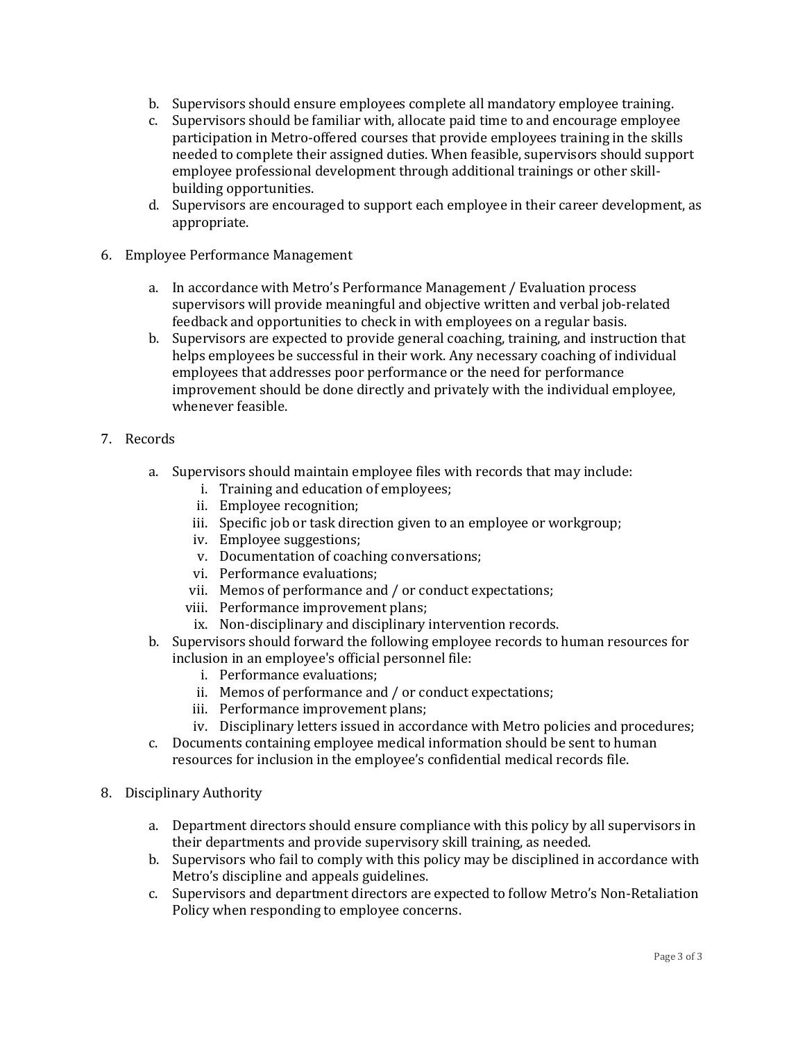b. Supervisors should ensure employees complete all mandatory employee training.
c. Supervisors should be familiar with, allocate paid time to and encourage employee participation in Metro-offered courses that provide employees training in the skills needed to complete their assigned duties. When feasible, supervisors should support employee professional development through additional trainings or other skill-building opportunities.
d. Supervisors are encouraged to support each employee in their career development, as appropriate.

6. Employee Performance Management

   a. In accordance with Metro's Performance Management / Evaluation process supervisors will provide meaningful and objective written and verbal job-related feedback and opportunities to check in with employees on a regular basis.
   b. Supervisors are expected to provide general coaching, training, and instruction that helps employees be successful in their work. Any necessary coaching of individual employees that addresses poor performance or the need for performance improvement should be done directly and privately with the individual employee, whenever feasible.

7. Records

   a. Supervisors should maintain employee files with records that may include:
      i. Training and education of employees;
      ii. Employee recognition;
      iii. Specific job or task direction given to an employee or workgroup;
      iv. Employee suggestions;
      v. Documentation of coaching conversations;
      vi. Performance evaluations;
      vii. Memos of performance and / or conduct expectations;
      viii. Performance improvement plans;
      ix. Non-disciplinary and disciplinary intervention records.
   b. Supervisors should forward the following employee records to human resources for inclusion in an employee's official personnel file:
      i. Performance evaluations;
      ii. Memos of performance and / or conduct expectations;
      iii. Performance improvement plans;
      iv. Disciplinary letters issued in accordance with Metro policies and procedures;
   c. Documents containing employee medical information should be sent to human resources for inclusion in the employee's confidential medical records file.

8. Disciplinary Authority

   a. Department directors should ensure compliance with this policy by all supervisors in their departments and provide supervisory skill training, as needed.
   b. Supervisors who fail to comply with this policy may be disciplined in accordance with Metro's discipline and appeals guidelines.
   c. Supervisors and department directors are expected to follow Metro's Non-Retaliation Policy when responding to employee concerns.